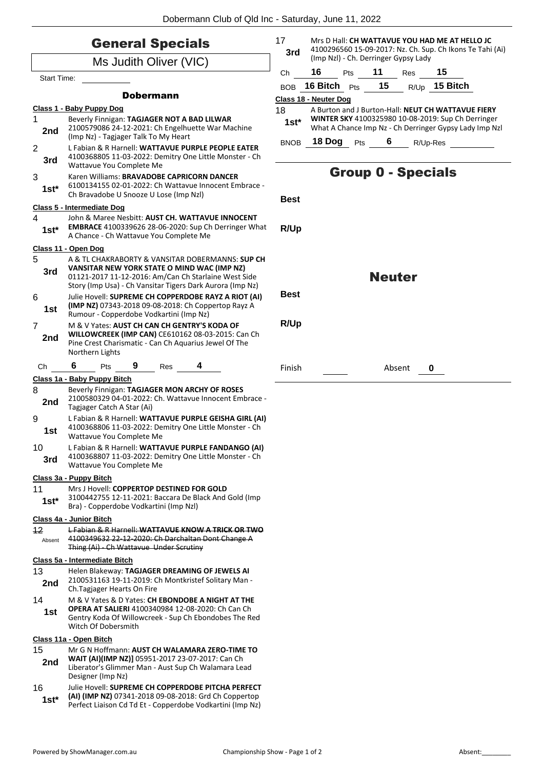# General Specials

## Ms Judith Oliver (VIC)

Start Time: \_\_\_\_\_\_\_\_\_\_

### Dobermann

**Class 1 - Baby Puppy Dog**

1 — **2nd** — Beverly Finnigan: **TAGJAGER NOT A BAD LILWAR** 2100579086 24-12-2021: Ch Engelhuette War Machine (Imp Nz) - Tagjager Talk To My Heart

2 — **3rd** — L Fabian & R Harnell: **WATTAVUE PURPLE PEOPLE EATER** 4100368805 11-03-2022: Demitry One Little Monster - Ch Wattavue You Complete Me

3 — **1st*** — Karen Williams: **BRAVADOBE CAPRICORN DANCER** 6100134155 02-01-2022: Ch Wattavue Innocent Embrace - Ch Bravadobe U Snooze U Lose (Imp Nzl)

**Class 5 - Intermediate Dog**

4 — **1st*** — John & Maree Nesbitt: **AUST CH. WATTAVUE INNOCENT EMBRACE** 4100339626 28-06-2020: Sup Ch Derringer What A Chance - Ch Wattavue You Complete Me

**Class 11 - Open Dog**

5 — **3rd** — A & TL CHAKRABORTY & VANSITAR DOBERMANNS: **SUP CH VANSITAR NEW YORK STATE O MIND WAC (IMP NZ)** 01121-2017 11-12-2016: Am/Can Ch Starlaine West Side Story (Imp Usa) - Ch Vansitar Tigers Dark Aurora (Imp Nz)

6 — **1st** — Julie Hovell: **SUPREME CH COPPERDOBE RAYZ A RIOT (AI) (IMP NZ)** 07343-2018 09-08-2018: Ch Coppertop Rayz A Rumour - Copperdobe Vodkartini (Imp Nz)

7 — **2nd** — M & V Yates: **AUST CH CAN CH GENTRY'S KODA OF WILLOWCREEK (IMP CAN)** CE610162 08-03-2015: Can Ch Pine Crest Charismatic - Can Ch Aquarius Jewel Of The Northern Lights

Ch **6** Pts **9** Res **4**

**Class 1a - Baby Puppy Bitch**

8 — **2nd** — Beverly Finnigan: **TAGJAGER MON ARCHY OF ROSES** 2100580329 04-01-2022: Ch. Wattavue Innocent Embrace - Tagjager Catch A Star (Ai)

9 — **1st** — L Fabian & R Harnell: **WATTAVUE PURPLE GEISHA GIRL (AI)** 4100368806 11-03-2022: Demitry One Little Monster - Ch Wattavue You Complete Me

10 — **3rd** — L Fabian & R Harnell: **WATTAVUE PURPLE FANDANGO (AI)** 4100368807 11-03-2022: Demitry One Little Monster - Ch Wattavue You Complete Me

**Class 3a - Puppy Bitch**

11 — **1st*** — Mrs J Hovell: **COPPERTOP DESTINED FOR GOLD** 3100442755 12-11-2021: Baccara De Black And Gold (Imp Bra) - Copperdobe Vodkartini (Imp Nzl)

**Class 4a - Junior Bitch**

12 — Absent — ~~L Fabian & R Harnell: **WATTAVUE KNOW A TRICK OR TWO** 4100349632 22-12-2020: Ch Darchaltan Dont Change A Thing (Ai) - Ch Wattavue Under Scrutiny~~

**Class 5a - Intermediate Bitch**

13 — **2nd** — Helen Blakeway: **TAGJAGER DREAMING OF JEWELS AI** 2100531163 19-11-2019: Ch Montkristef Solitary Man - Ch.Tagjager Hearts On Fire

14 — **1st** — M & V Yates & D Yates: **CH EBONDOBE A NIGHT AT THE OPERA AT SALIERI** 4100340984 12-08-2020: Ch Can Ch Gentry Koda Of Willowcreek - Sup Ch Ebondobes The Red Witch Of Dobersmith

**Class 11a - Open Bitch**

15 — **2nd** — Mr G N Hoffmann: **AUST CH WALAMARA ZERO-TIME TO WAIT (AI)(IMP NZ)]** 05951-2017 23-07-2017: Can Ch Liberator's Glimmer Man - Aust Sup Ch Walamara Lead Designer (Imp Nz)

16 — **1st*** — Julie Hovell: **SUPREME CH COPPERDOBE PITCHA PERFECT (AI) (IMP NZ)** 07341-2018 09-08-2018: Grd Ch Coppertop Perfect Liaison Cd Td Et - Copperdobe Vodkartini (Imp Nz)

17 — **3rd** — Mrs D Hall: **CH WATTAVUE YOU HAD ME AT HELLO JC** 4100296560 15-09-2017: Nz. Ch. Sup. Ch Ikons Te Tahi (Ai) (Imp Nzl) - Ch. Derringer Gypsy Lady

Ch **16** Pts **11** Res **15**

BOB **16 Bitch** Pts **15** R/Up **15 Bitch**

**Class 18 - Neuter Dog**

18 — **1st*** — A Burton and J Burton-Hall: **NEUT CH WATTAVUE FIERY WINTER SKY** 4100325980 10-08-2019: Sup Ch Derringer What A Chance Imp Nz - Ch Derringer Gypsy Lady Imp Nzl

BNOB **18 Dog** Pts **6** R/Up-Res \_\_\_\_\_\_\_\_\_\_

# Group 0 - Specials

**Best**

**R/Up**

### Neuter

**Best**

**R/Up**

Finish \_\_\_\_\_\_ Absent **0**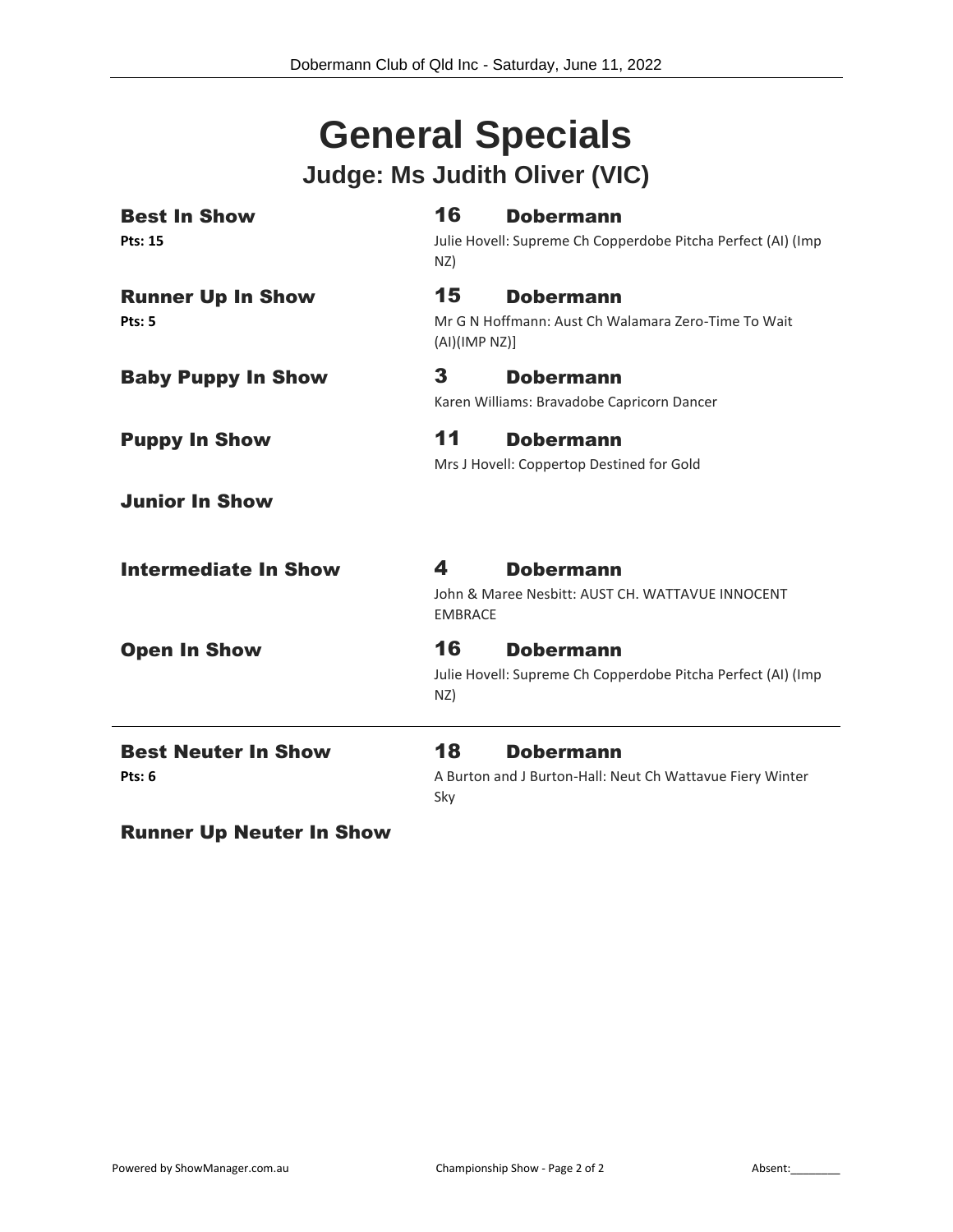# General Specials

## Judge: Ms Judith Oliver (VIC)

**Best In Show**
**Pts: 15**

**16** **Dobermann**
Julie Hovell: Supreme Ch Copperdobe Pitcha Perfect (AI) (Imp NZ)

**Runner Up In Show**
**Pts: 5**

**15** **Dobermann**
Mr G N Hoffmann: Aust Ch Walamara Zero-Time To Wait (AI)(IMP NZ)]

**Baby Puppy In Show**

**3** **Dobermann**
Karen Williams: Bravadobe Capricorn Dancer

**Puppy In Show**

**11** **Dobermann**
Mrs J Hovell: Coppertop Destined for Gold

**Junior In Show**

**Intermediate In Show**

**4** **Dobermann**
John & Maree Nesbitt: AUST CH. WATTAVUE INNOCENT EMBRACE

**Open In Show**

**16** **Dobermann**
Julie Hovell: Supreme Ch Copperdobe Pitcha Perfect (AI) (Imp NZ)

---

**Best Neuter In Show**
**Pts: 6**

**18** **Dobermann**
A Burton and J Burton-Hall: Neut Ch Wattavue Fiery Winter Sky

**Runner Up Neuter In Show**